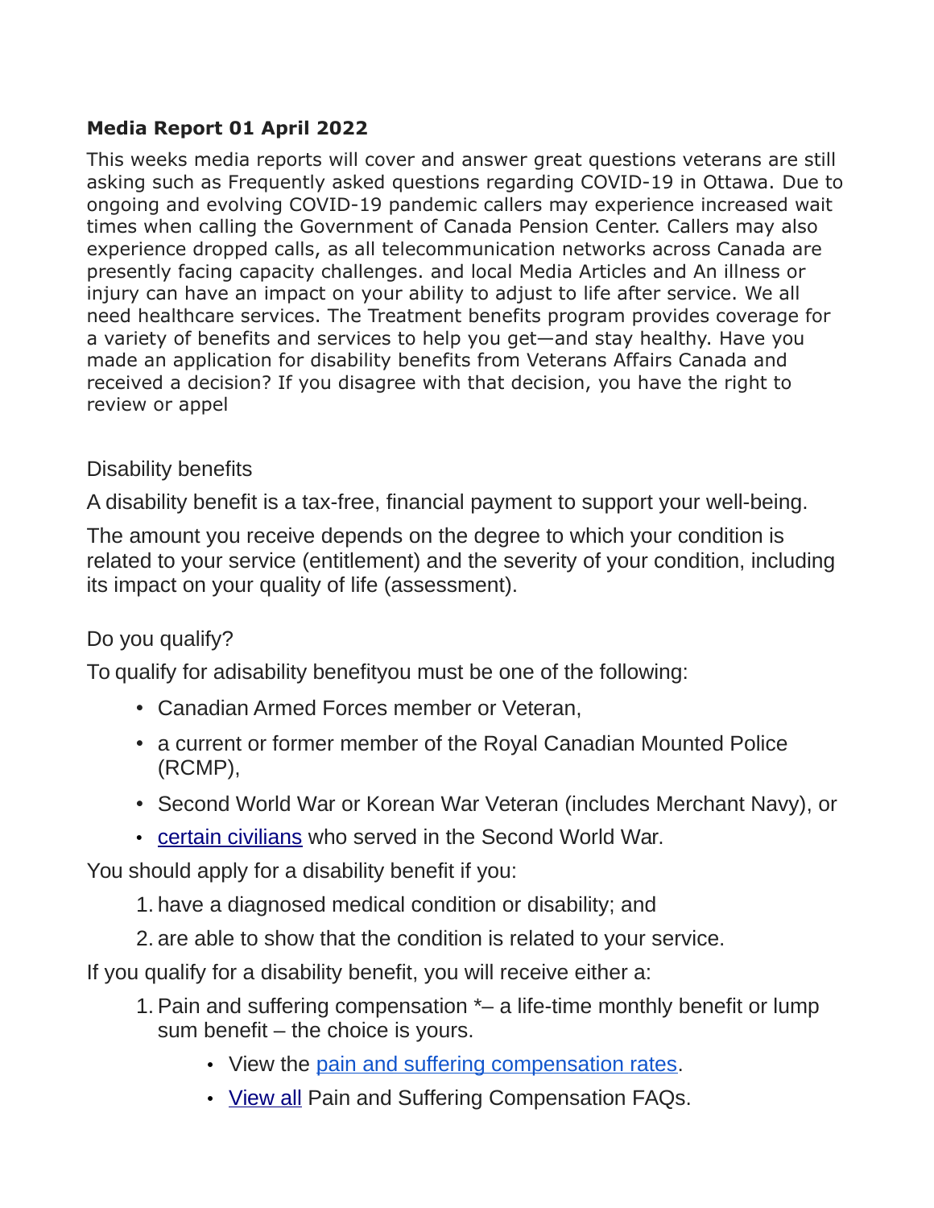**Media Report 01 April 2022**

This weeks media reports will cover and answer great questions veterans are still asking such as Frequently asked questions regarding COVID-19 in Ottawa. Due to ongoing and evolving COVID-19 pandemic callers may experience increased wait times when calling the Government of Canada Pension Center. Callers may also experience dropped calls, as all telecommunication networks across Canada are presently facing capacity challenges. and local Media Articles and An illness or injury can have an impact on your ability to adjust to life after service. We all need healthcare services. The Treatment benefits program provides coverage for a variety of benefits and services to help you get—and stay healthy. Have you made an application for disability benefits from Veterans Affairs Canada and received a decision? If you disagree with that decision, you have the right to review or appel

## Disability benefits

A disability benefit is a tax-free, financial payment to support your well-being.

The amount you receive depends on the degree to which your condition is related to your service (entitlement) and the severity of your condition, including its impact on your quality of life (assessment).

## Do you qualify?

To qualify for adisability benefityou must be one of the following:

- Canadian Armed Forces member or Veteran,
- a current or former member of the Royal Canadian Mounted Police (RCMP),
- Second World War or Korean War Veteran (includes Merchant Navy), or
- certain civilians who served in the Second World War.

You should apply for a disability benefit if you:

1. have a diagnosed medical condition or disability; and
2. are able to show that the condition is related to your service.

If you qualify for a disability benefit, you will receive either a:

1. Pain and suffering compensation *– a life-time monthly benefit or lump sum benefit – the choice is yours.
   - View the pain and suffering compensation rates.
   - View all Pain and Suffering Compensation FAQs.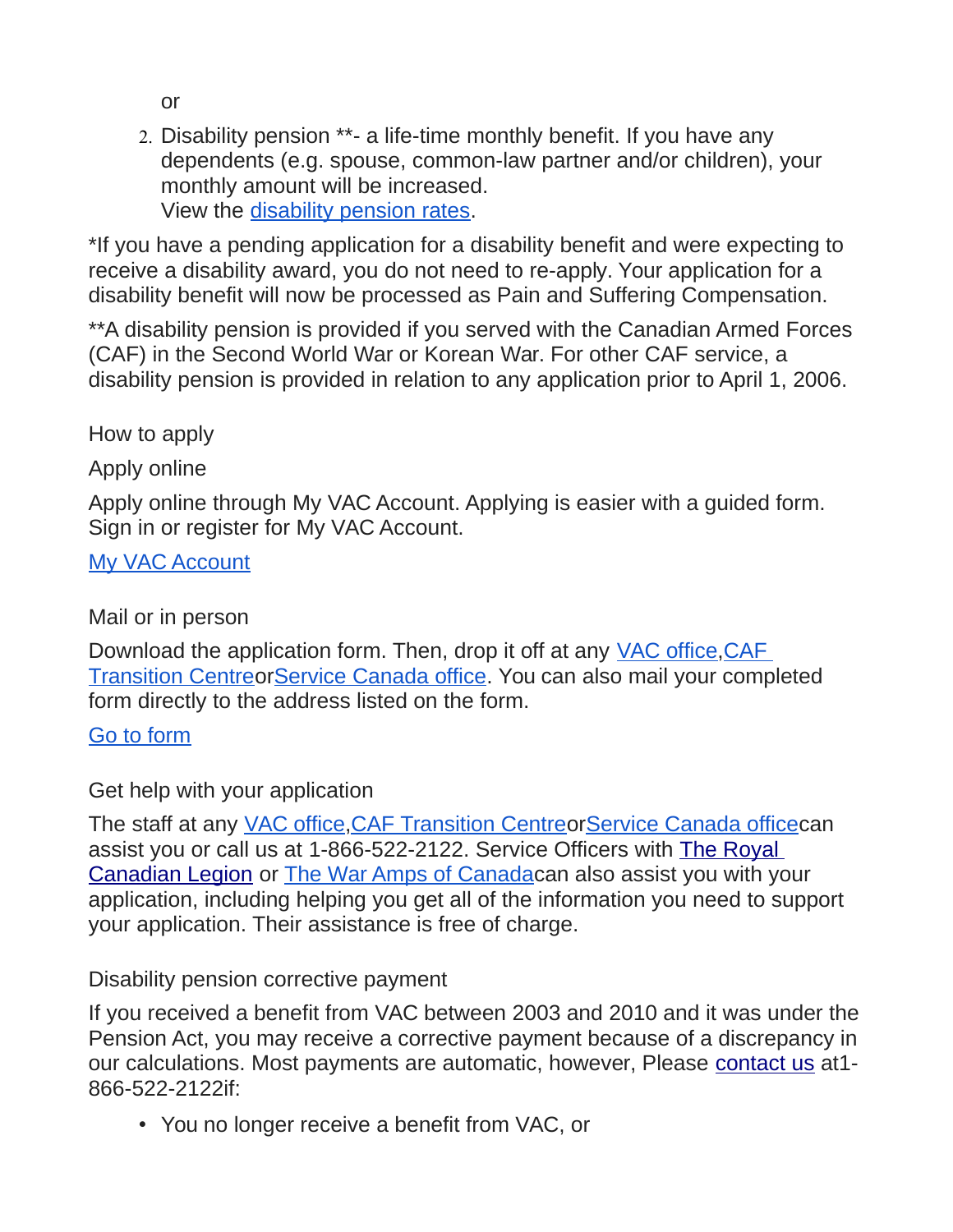or

2. Disability pension **- a life-time monthly benefit. If you have any dependents (e.g. spouse, common-law partner and/or children), your monthly amount will be increased.
   View the disability pension rates.

*If you have a pending application for a disability benefit and were expecting to receive a disability award, you do not need to re-apply. Your application for a disability benefit will now be processed as Pain and Suffering Compensation.

**A disability pension is provided if you served with the Canadian Armed Forces (CAF) in the Second World War or Korean War. For other CAF service, a disability pension is provided in relation to any application prior to April 1, 2006.

## How to apply

### Apply online

Apply online through My VAC Account. Applying is easier with a guided form. Sign in or register for My VAC Account.

My VAC Account

### Mail or in person

Download the application form. Then, drop it off at any VAC office, CAF Transition Centre or Service Canada office. You can also mail your completed form directly to the address listed on the form.

Go to form

### Get help with your application

The staff at any VAC office, CAF Transition Centre or Service Canada office can assist you or call us at 1-866-522-2122. Service Officers with The Royal Canadian Legion or The War Amps of Canada can also assist you with your application, including helping you get all of the information you need to support your application. Their assistance is free of charge.

## Disability pension corrective payment

If you received a benefit from VAC between 2003 and 2010 and it was under the Pension Act, you may receive a corrective payment because of a discrepancy in our calculations. Most payments are automatic, however, Please contact us at 1-866-522-2122 if:

- You no longer receive a benefit from VAC, or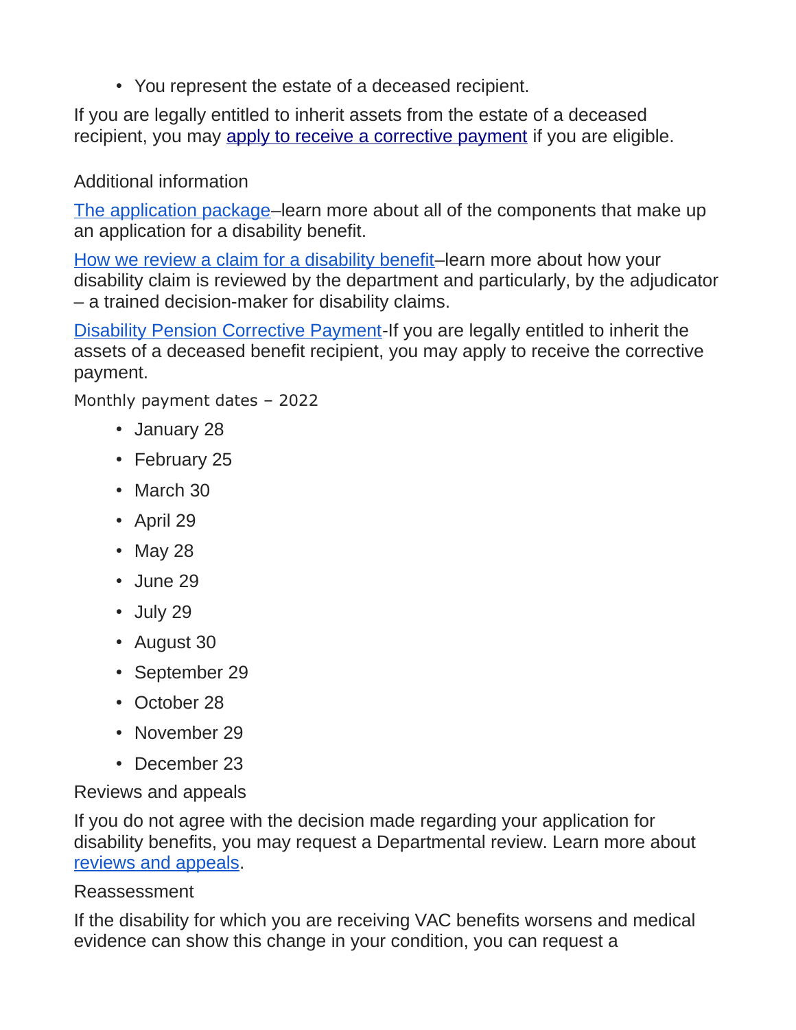- You represent the estate of a deceased recipient.

If you are legally entitled to inherit assets from the estate of a deceased recipient, you may apply to receive a corrective payment if you are eligible.

### Additional information

The application package–learn more about all of the components that make up an application for a disability benefit.

How we review a claim for a disability benefit–learn more about how your disability claim is reviewed by the department and particularly, by the adjudicator – a trained decision-maker for disability claims.

Disability Pension Corrective Payment-If you are legally entitled to inherit the assets of a deceased benefit recipient, you may apply to receive the corrective payment.

#### Monthly payment dates – 2022

- January 28
- February 25
- March 30
- April 29
- May 28
- June 29
- July 29
- August 30
- September 29
- October 28
- November 29
- December 23

### Reviews and appeals

If you do not agree with the decision made regarding your application for disability benefits, you may request a Departmental review. Learn more about reviews and appeals.

### Reassessment

If the disability for which you are receiving VAC benefits worsens and medical evidence can show this change in your condition, you can request a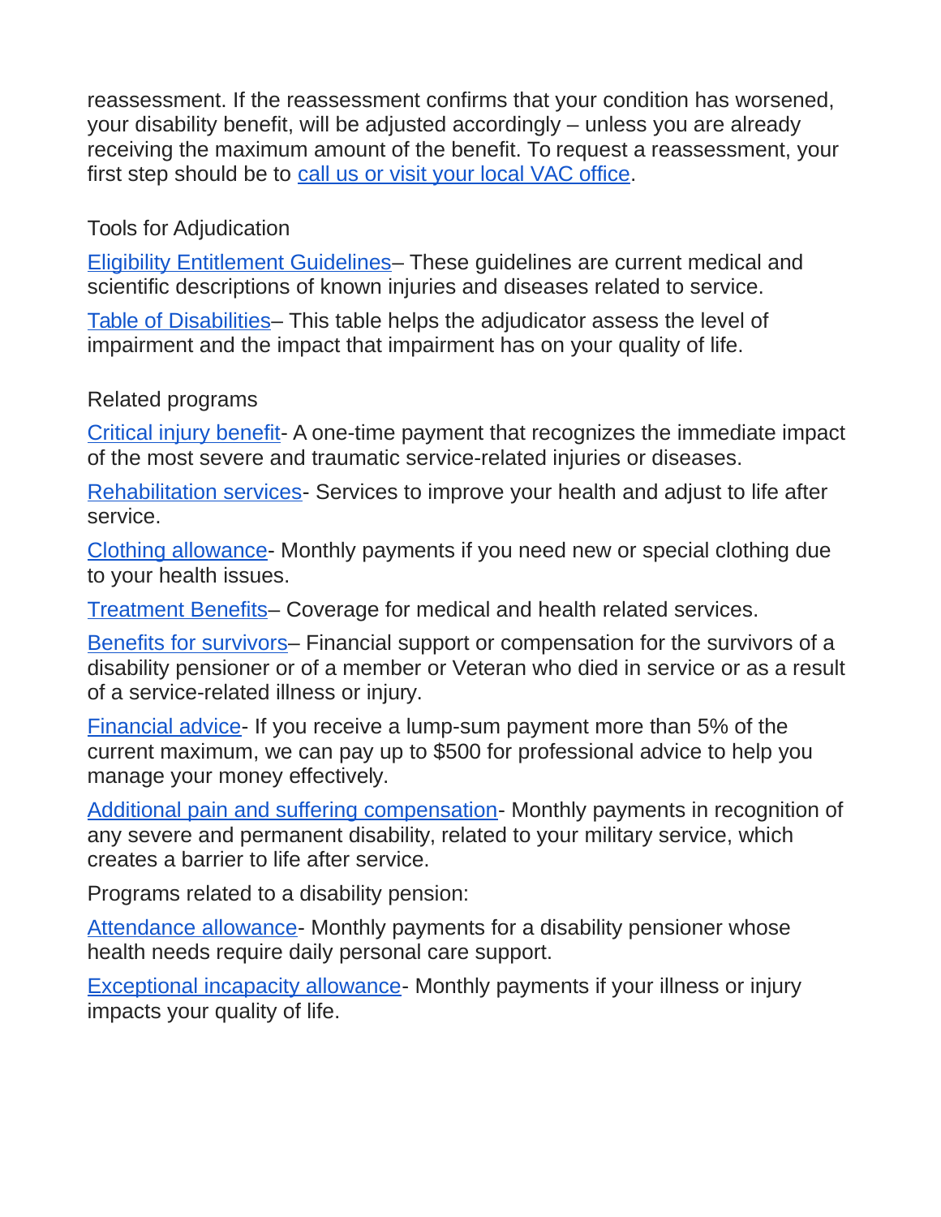reassessment. If the reassessment confirms that your condition has worsened, your disability benefit, will be adjusted accordingly – unless you are already receiving the maximum amount of the benefit. To request a reassessment, your first step should be to [call us or visit your local VAC office](#).

## Tools for Adjudication

[Eligibility Entitlement Guidelines](#)– These guidelines are current medical and scientific descriptions of known injuries and diseases related to service.

[Table of Disabilities](#)– This table helps the adjudicator assess the level of impairment and the impact that impairment has on your quality of life.

## Related programs

[Critical injury benefit](#)- A one-time payment that recognizes the immediate impact of the most severe and traumatic service-related injuries or diseases.

[Rehabilitation services](#)- Services to improve your health and adjust to life after service.

[Clothing allowance](#)- Monthly payments if you need new or special clothing due to your health issues.

[Treatment Benefits](#)– Coverage for medical and health related services.

[Benefits for survivors](#)– Financial support or compensation for the survivors of a disability pensioner or of a member or Veteran who died in service or as a result of a service-related illness or injury.

[Financial advice](#)- If you receive a lump-sum payment more than 5% of the current maximum, we can pay up to $500 for professional advice to help you manage your money effectively.

[Additional pain and suffering compensation](#)- Monthly payments in recognition of any severe and permanent disability, related to your military service, which creates a barrier to life after service.

Programs related to a disability pension:

[Attendance allowance](#)- Monthly payments for a disability pensioner whose health needs require daily personal care support.

[Exceptional incapacity allowance](#)- Monthly payments if your illness or injury impacts your quality of life.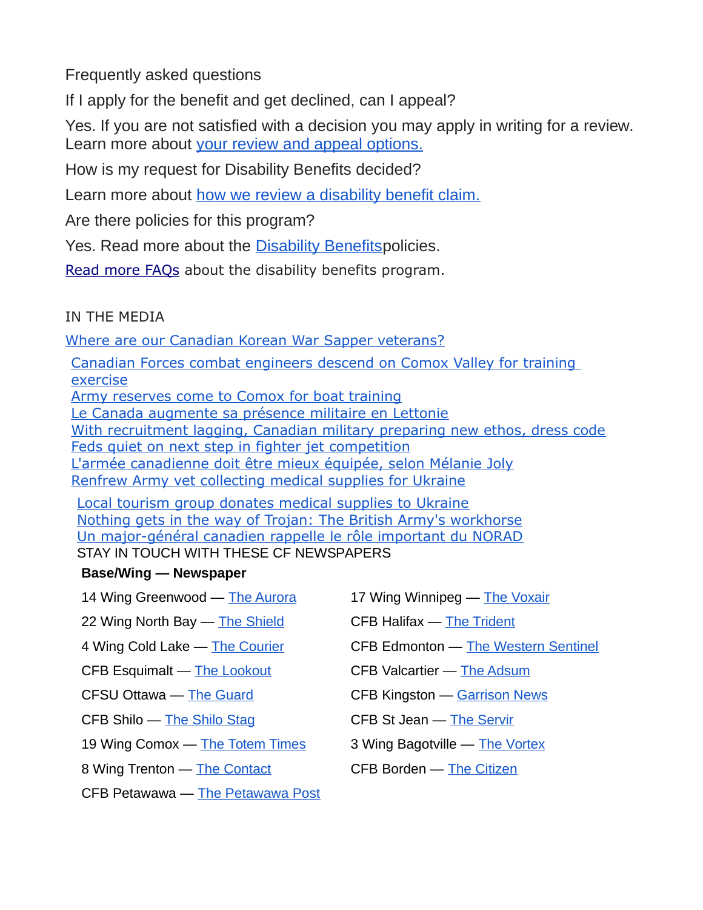## Frequently asked questions

**If I apply for the benefit and get declined, can I appeal?**

Yes. If you are not satisfied with a decision you may apply in writing for a review. Learn more about your review and appeal options.

**How is my request for Disability Benefits decided?**

Learn more about how we review a disability benefit claim.

**Are there policies for this program?**

Yes. Read more about the Disability Benefitspolicies.

Read more FAQs about the disability benefits program.

## IN THE MEDIA

Where are our Canadian Korean War Sapper veterans?

Canadian Forces combat engineers descend on Comox Valley for training exercise

Army reserves come to Comox for boat training

Le Canada augmente sa présence militaire en Lettonie

With recruitment lagging, Canadian military preparing new ethos, dress code

Feds quiet on next step in fighter jet competition

L'armée canadienne doit être mieux équipée, selon Mélanie Joly

Renfrew Army vet collecting medical supplies for Ukraine

Local tourism group donates medical supplies to Ukraine

Nothing gets in the way of Trojan: The British Army's workhorse

Un major-général canadien rappelle le rôle important du NORAD

## STAY IN TOUCH WITH THESE CF NEWSPAPERS

**Base/Wing — Newspaper**

- 14 Wing Greenwood — The Aurora
- 22 Wing North Bay — The Shield
- 4 Wing Cold Lake — The Courier
- CFB Esquimalt — The Lookout
- CFSU Ottawa — The Guard
- CFB Shilo — The Shilo Stag
- 19 Wing Comox — The Totem Times
- 8 Wing Trenton — The Contact
- CFB Petawawa — The Petawawa Post
- 17 Wing Winnipeg — The Voxair
- CFB Halifax — The Trident
- CFB Edmonton — The Western Sentinel
- CFB Valcartier — The Adsum
- CFB Kingston — Garrison News
- CFB St Jean — The Servir
- 3 Wing Bagotville — The Vortex
- CFB Borden — The Citizen